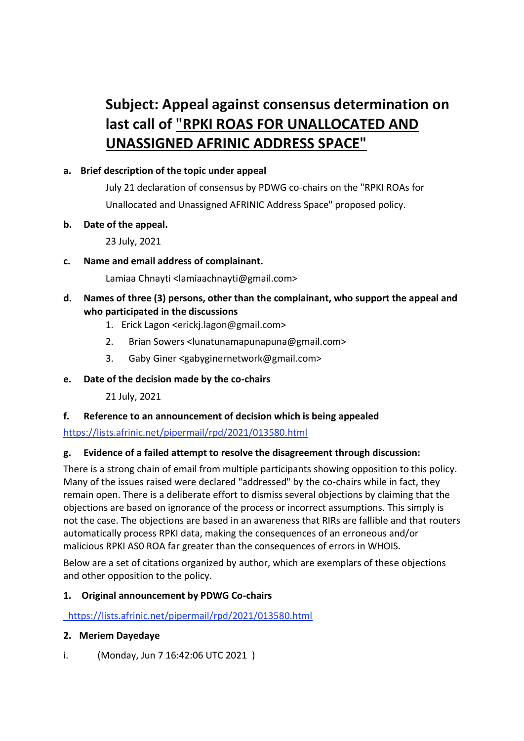# Subject: Appeal against consensus determination on last call of "RPKI ROAS FOR UNALLOCATED AND UNASSIGNED AFRINIC ADDRESS SPACE"

**a. Brief description of the topic under appeal**

July 21 declaration of consensus by PDWG co-chairs on the "RPKI ROAs for Unallocated and Unassigned AFRINIC Address Space" proposed policy.

**b. Date of the appeal.**

23 July, 2021

**c. Name and email address of complainant.**

Lamiaa Chnayti <lamiaachnayti@gmail.com>

**d. Names of three (3) persons, other than the complainant, who support the appeal and who participated in the discussions**

1. Erick Lagon <erickj.lagon@gmail.com>
2. Brian Sowers <lunatunamapunapuna@gmail.com>
3. Gaby Giner <gabyginernetwork@gmail.com>

**e. Date of the decision made by the co-chairs**

21 July, 2021

**f. Reference to an announcement of decision which is being appealed**

https://lists.afrinic.net/pipermail/rpd/2021/013580.html

**g. Evidence of a failed attempt to resolve the disagreement through discussion:**

There is a strong chain of email from multiple participants showing opposition to this policy. Many of the issues raised were declared "addressed" by the co-chairs while in fact, they remain open. There is a deliberate effort to dismiss several objections by claiming that the objections are based on ignorance of the process or incorrect assumptions. This simply is not the case. The objections are based in an awareness that RIRs are fallible and that routers automatically process RPKI data, making the consequences of an erroneous and/or malicious RPKI AS0 ROA far greater than the consequences of errors in WHOIS.

Below are a set of citations organized by author, which are exemplars of these objections and other opposition to the policy.

**1. Original announcement by PDWG Co-chairs**

https://lists.afrinic.net/pipermail/rpd/2021/013580.html

**2. Meriem Dayedaye**

i. (Monday, Jun 7 16:42:06 UTC 2021 )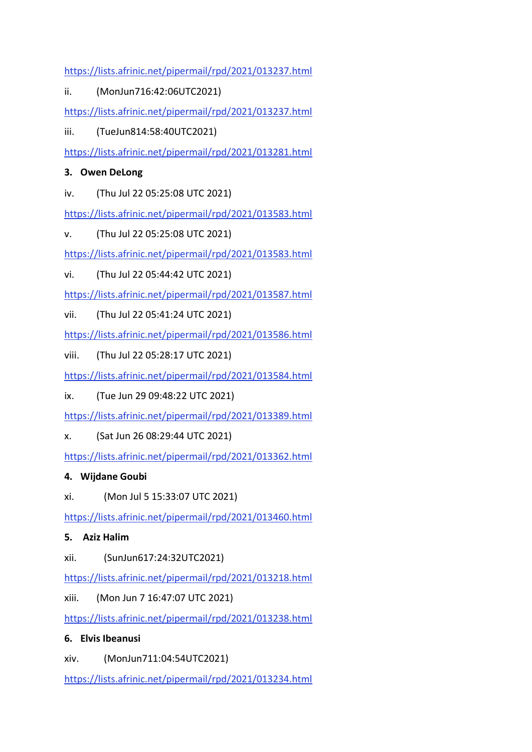https://lists.afrinic.net/pipermail/rpd/2021/013237.html

ii. (MonJun716:42:06UTC2021)

https://lists.afrinic.net/pipermail/rpd/2021/013237.html

iii. (TueJun814:58:40UTC2021)

https://lists.afrinic.net/pipermail/rpd/2021/013281.html

**3. Owen DeLong**

iv. (Thu Jul 22 05:25:08 UTC 2021)

https://lists.afrinic.net/pipermail/rpd/2021/013583.html

v. (Thu Jul 22 05:25:08 UTC 2021)

https://lists.afrinic.net/pipermail/rpd/2021/013583.html

vi. (Thu Jul 22 05:44:42 UTC 2021)

https://lists.afrinic.net/pipermail/rpd/2021/013587.html

vii. (Thu Jul 22 05:41:24 UTC 2021)

https://lists.afrinic.net/pipermail/rpd/2021/013586.html

viii. (Thu Jul 22 05:28:17 UTC 2021)

https://lists.afrinic.net/pipermail/rpd/2021/013584.html

ix. (Tue Jun 29 09:48:22 UTC 2021)

https://lists.afrinic.net/pipermail/rpd/2021/013389.html

x. (Sat Jun 26 08:29:44 UTC 2021)

https://lists.afrinic.net/pipermail/rpd/2021/013362.html

**4. Wijdane Goubi**

xi. (Mon Jul 5 15:33:07 UTC 2021)

https://lists.afrinic.net/pipermail/rpd/2021/013460.html

**5. Aziz Halim**

xii. (SunJun617:24:32UTC2021)

https://lists.afrinic.net/pipermail/rpd/2021/013218.html

xiii. (Mon Jun 7 16:47:07 UTC 2021)

https://lists.afrinic.net/pipermail/rpd/2021/013238.html

**6. Elvis Ibeanusi**

xiv. (MonJun711:04:54UTC2021)

https://lists.afrinic.net/pipermail/rpd/2021/013234.html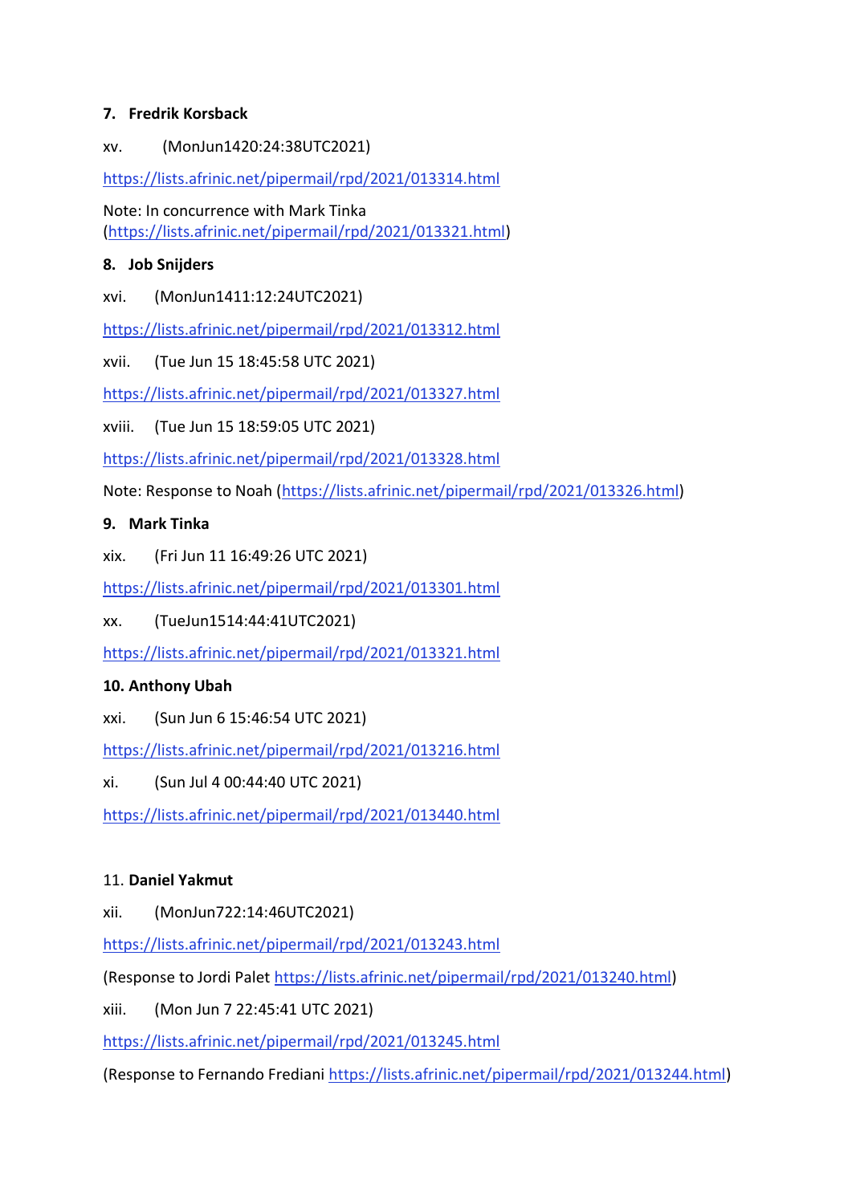**7. Fredrik Korsback**

xv. (MonJun1420:24:38UTC2021)

https://lists.afrinic.net/pipermail/rpd/2021/013314.html

Note: In concurrence with Mark Tinka (https://lists.afrinic.net/pipermail/rpd/2021/013321.html)

**8. Job Snijders**

xvi. (MonJun1411:12:24UTC2021)

https://lists.afrinic.net/pipermail/rpd/2021/013312.html

xvii. (Tue Jun 15 18:45:58 UTC 2021)

https://lists.afrinic.net/pipermail/rpd/2021/013327.html

xviii. (Tue Jun 15 18:59:05 UTC 2021)

https://lists.afrinic.net/pipermail/rpd/2021/013328.html

Note: Response to Noah (https://lists.afrinic.net/pipermail/rpd/2021/013326.html)

**9. Mark Tinka**

xix. (Fri Jun 11 16:49:26 UTC 2021)

https://lists.afrinic.net/pipermail/rpd/2021/013301.html

xx. (TueJun1514:44:41UTC2021)

https://lists.afrinic.net/pipermail/rpd/2021/013321.html

**10. Anthony Ubah**

xxi. (Sun Jun 6 15:46:54 UTC 2021)

https://lists.afrinic.net/pipermail/rpd/2021/013216.html

xi. (Sun Jul 4 00:44:40 UTC 2021)

https://lists.afrinic.net/pipermail/rpd/2021/013440.html

11. **Daniel Yakmut**

xii. (MonJun722:14:46UTC2021)

https://lists.afrinic.net/pipermail/rpd/2021/013243.html

(Response to Jordi Palet https://lists.afrinic.net/pipermail/rpd/2021/013240.html)

xiii. (Mon Jun 7 22:45:41 UTC 2021)

https://lists.afrinic.net/pipermail/rpd/2021/013245.html

(Response to Fernando Frediani https://lists.afrinic.net/pipermail/rpd/2021/013244.html)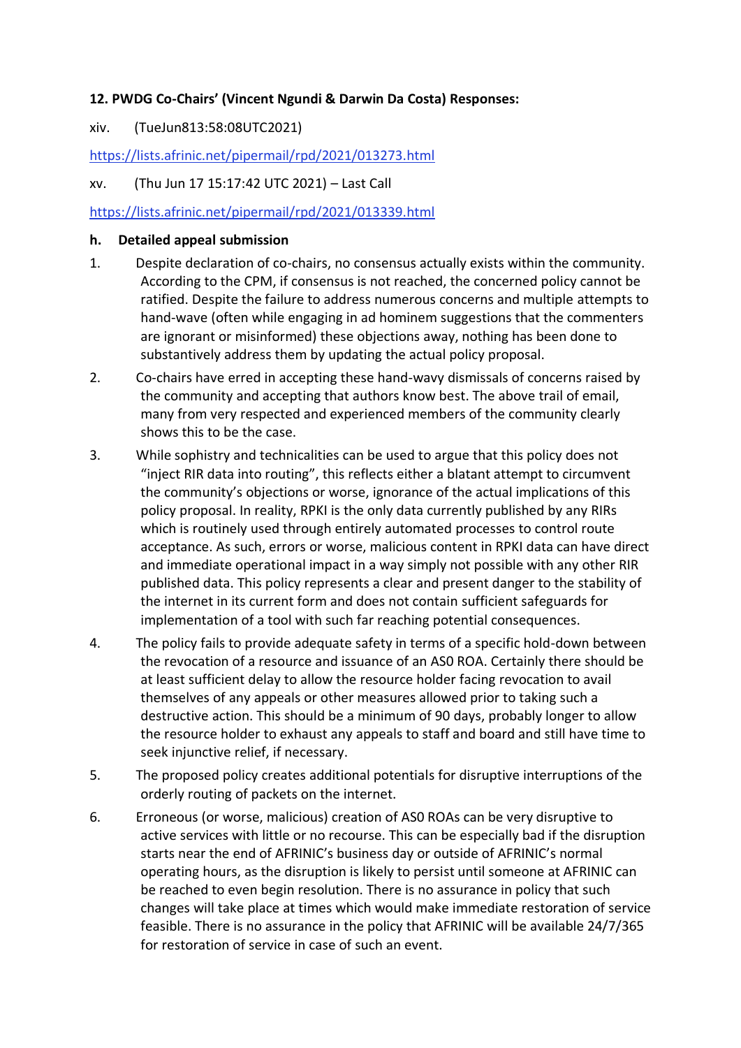**12. PWDG Co-Chairs' (Vincent Ngundi & Darwin Da Costa) Responses:**

xiv. (TueJun813:58:08UTC2021)

https://lists.afrinic.net/pipermail/rpd/2021/013273.html

xv. (Thu Jun 17 15:17:42 UTC 2021) – Last Call

https://lists.afrinic.net/pipermail/rpd/2021/013339.html

**h. Detailed appeal submission**

1. Despite declaration of co-chairs, no consensus actually exists within the community. According to the CPM, if consensus is not reached, the concerned policy cannot be ratified. Despite the failure to address numerous concerns and multiple attempts to hand-wave (often while engaging in ad hominem suggestions that the commenters are ignorant or misinformed) these objections away, nothing has been done to substantively address them by updating the actual policy proposal.
2. Co-chairs have erred in accepting these hand-wavy dismissals of concerns raised by the community and accepting that authors know best. The above trail of email, many from very respected and experienced members of the community clearly shows this to be the case.
3. While sophistry and technicalities can be used to argue that this policy does not "inject RIR data into routing", this reflects either a blatant attempt to circumvent the community's objections or worse, ignorance of the actual implications of this policy proposal. In reality, RPKI is the only data currently published by any RIRs which is routinely used through entirely automated processes to control route acceptance. As such, errors or worse, malicious content in RPKI data can have direct and immediate operational impact in a way simply not possible with any other RIR published data. This policy represents a clear and present danger to the stability of the internet in its current form and does not contain sufficient safeguards for implementation of a tool with such far reaching potential consequences.
4. The policy fails to provide adequate safety in terms of a specific hold-down between the revocation of a resource and issuance of an AS0 ROA. Certainly there should be at least sufficient delay to allow the resource holder facing revocation to avail themselves of any appeals or other measures allowed prior to taking such a destructive action. This should be a minimum of 90 days, probably longer to allow the resource holder to exhaust any appeals to staff and board and still have time to seek injunctive relief, if necessary.
5. The proposed policy creates additional potentials for disruptive interruptions of the orderly routing of packets on the internet.
6. Erroneous (or worse, malicious) creation of AS0 ROAs can be very disruptive to active services with little or no recourse. This can be especially bad if the disruption starts near the end of AFRINIC's business day or outside of AFRINIC's normal operating hours, as the disruption is likely to persist until someone at AFRINIC can be reached to even begin resolution. There is no assurance in policy that such changes will take place at times which would make immediate restoration of service feasible. There is no assurance in the policy that AFRINIC will be available 24/7/365 for restoration of service in case of such an event.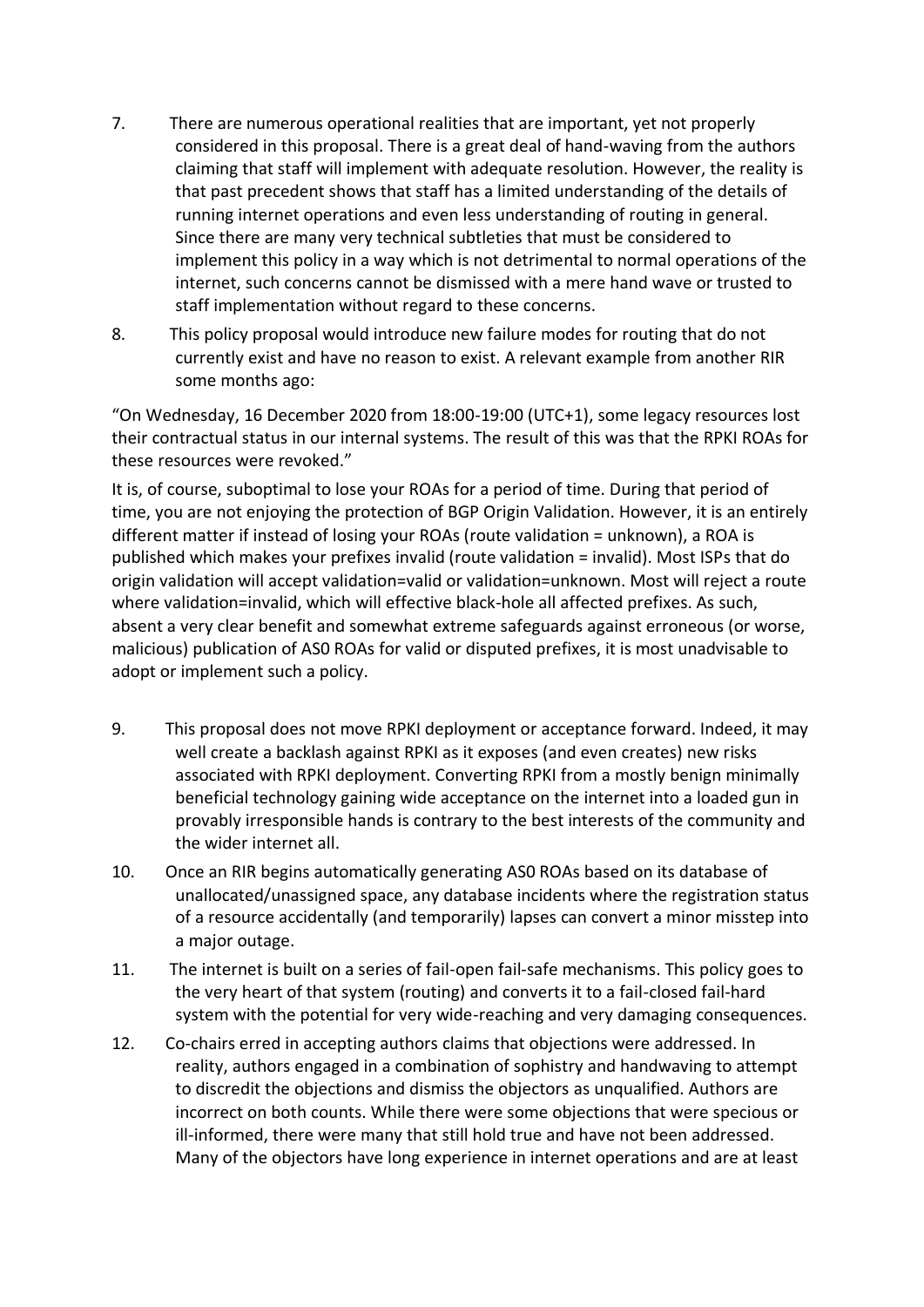7. There are numerous operational realities that are important, yet not properly considered in this proposal. There is a great deal of hand-waving from the authors claiming that staff will implement with adequate resolution. However, the reality is that past precedent shows that staff has a limited understanding of the details of running internet operations and even less understanding of routing in general. Since there are many very technical subtleties that must be considered to implement this policy in a way which is not detrimental to normal operations of the internet, such concerns cannot be dismissed with a mere hand wave or trusted to staff implementation without regard to these concerns.

8. This policy proposal would introduce new failure modes for routing that do not currently exist and have no reason to exist. A relevant example from another RIR some months ago:

"On Wednesday, 16 December 2020 from 18:00-19:00 (UTC+1), some legacy resources lost their contractual status in our internal systems. The result of this was that the RPKI ROAs for these resources were revoked."

It is, of course, suboptimal to lose your ROAs for a period of time. During that period of time, you are not enjoying the protection of BGP Origin Validation. However, it is an entirely different matter if instead of losing your ROAs (route validation = unknown), a ROA is published which makes your prefixes invalid (route validation = invalid). Most ISPs that do origin validation will accept validation=valid or validation=unknown. Most will reject a route where validation=invalid, which will effective black-hole all affected prefixes. As such, absent a very clear benefit and somewhat extreme safeguards against erroneous (or worse, malicious) publication of AS0 ROAs for valid or disputed prefixes, it is most unadvisable to adopt or implement such a policy.

9. This proposal does not move RPKI deployment or acceptance forward. Indeed, it may well create a backlash against RPKI as it exposes (and even creates) new risks associated with RPKI deployment. Converting RPKI from a mostly benign minimally beneficial technology gaining wide acceptance on the internet into a loaded gun in provably irresponsible hands is contrary to the best interests of the community and the wider internet all.

10. Once an RIR begins automatically generating AS0 ROAs based on its database of unallocated/unassigned space, any database incidents where the registration status of a resource accidentally (and temporarily) lapses can convert a minor misstep into a major outage.

11. The internet is built on a series of fail-open fail-safe mechanisms. This policy goes to the very heart of that system (routing) and converts it to a fail-closed fail-hard system with the potential for very wide-reaching and very damaging consequences.

12. Co-chairs erred in accepting authors claims that objections were addressed. In reality, authors engaged in a combination of sophistry and handwaving to attempt to discredit the objections and dismiss the objectors as unqualified. Authors are incorrect on both counts. While there were some objections that were specious or ill-informed, there were many that still hold true and have not been addressed. Many of the objectors have long experience in internet operations and are at least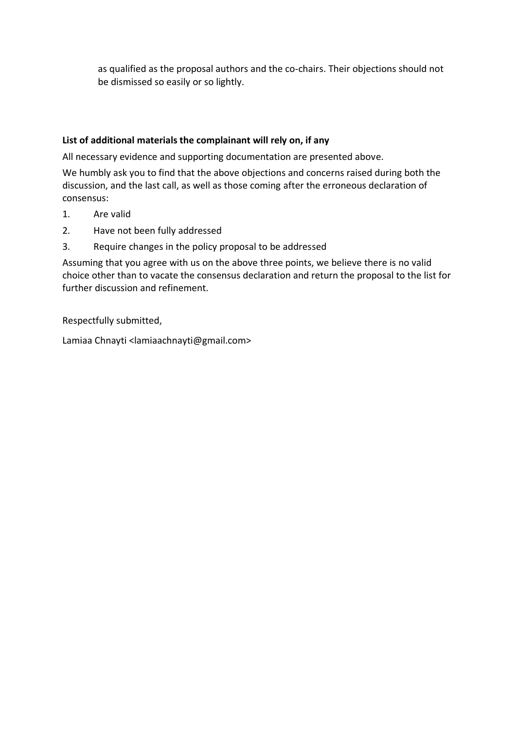as qualified as the proposal authors and the co-chairs. Their objections should not be dismissed so easily or so lightly.

**List of additional materials the complainant will rely on, if any**

All necessary evidence and supporting documentation are presented above.

We humbly ask you to find that the above objections and concerns raised during both the discussion, and the last call, as well as those coming after the erroneous declaration of consensus:

1. Are valid
2. Have not been fully addressed
3. Require changes in the policy proposal to be addressed

Assuming that you agree with us on the above three points, we believe there is no valid choice other than to vacate the consensus declaration and return the proposal to the list for further discussion and refinement.

Respectfully submitted,

Lamiaa Chnayti <lamiaachnayti@gmail.com>